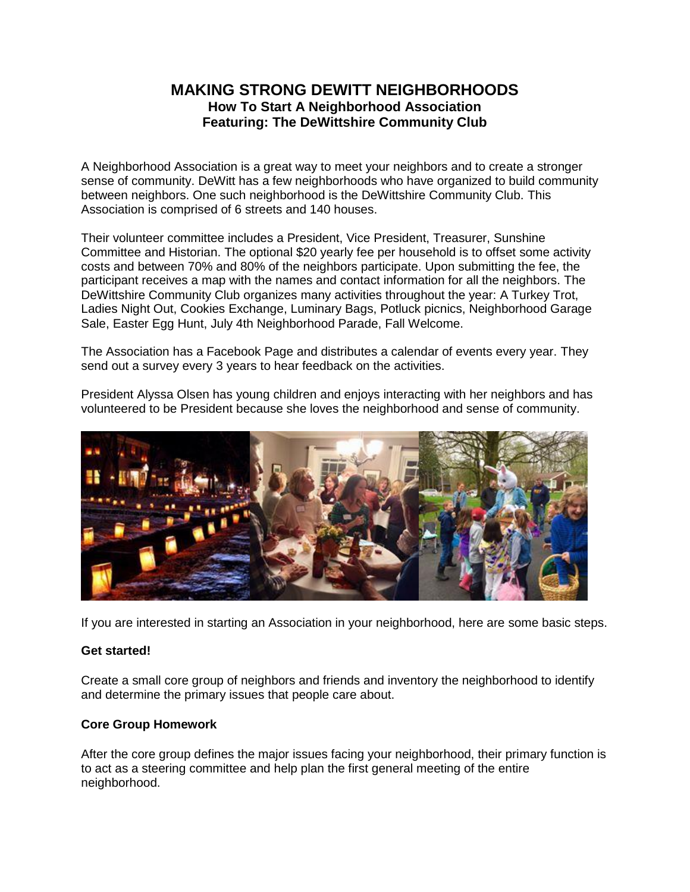# MAKING STRONG DEWITT NEIGHBORHOODS

## How To Start A Neighborhood Association

## Featuring: The DeWittshire Community Club

A Neighborhood Association is a great way to meet your neighbors and to create a stronger sense of community. DeWitt has a few neighborhoods who have organized to build community between neighbors. One such neighborhood is the DeWittshire Community Club. This Association is comprised of 6 streets and 140 houses.

Their volunteer committee includes a President, Vice President, Treasurer, Sunshine Committee and Historian. The optional $20 yearly fee per household is to offset some activity costs and between 70% and 80% of the neighbors participate. Upon submitting the fee, the participant receives a map with the names and contact information for all the neighbors. The DeWittshire Community Club organizes many activities throughout the year: A Turkey Trot, Ladies Night Out, Cookies Exchange, Luminary Bags, Potluck picnics, Neighborhood Garage Sale, Easter Egg Hunt, July 4th Neighborhood Parade, Fall Welcome.

The Association has a Facebook Page and distributes a calendar of events every year. They send out a survey every 3 years to hear feedback on the activities.

President Alyssa Olsen has young children and enjoys interacting with her neighbors and has volunteered to be President because she loves the neighborhood and sense of community.

If you are interested in starting an Association in your neighborhood, here are some basic steps.

**Get started!**

Create a small core group of neighbors and friends and inventory the neighborhood to identify and determine the primary issues that people care about.

**Core Group Homework**

After the core group defines the major issues facing your neighborhood, their primary function is to act as a steering committee and help plan the first general meeting of the entire neighborhood.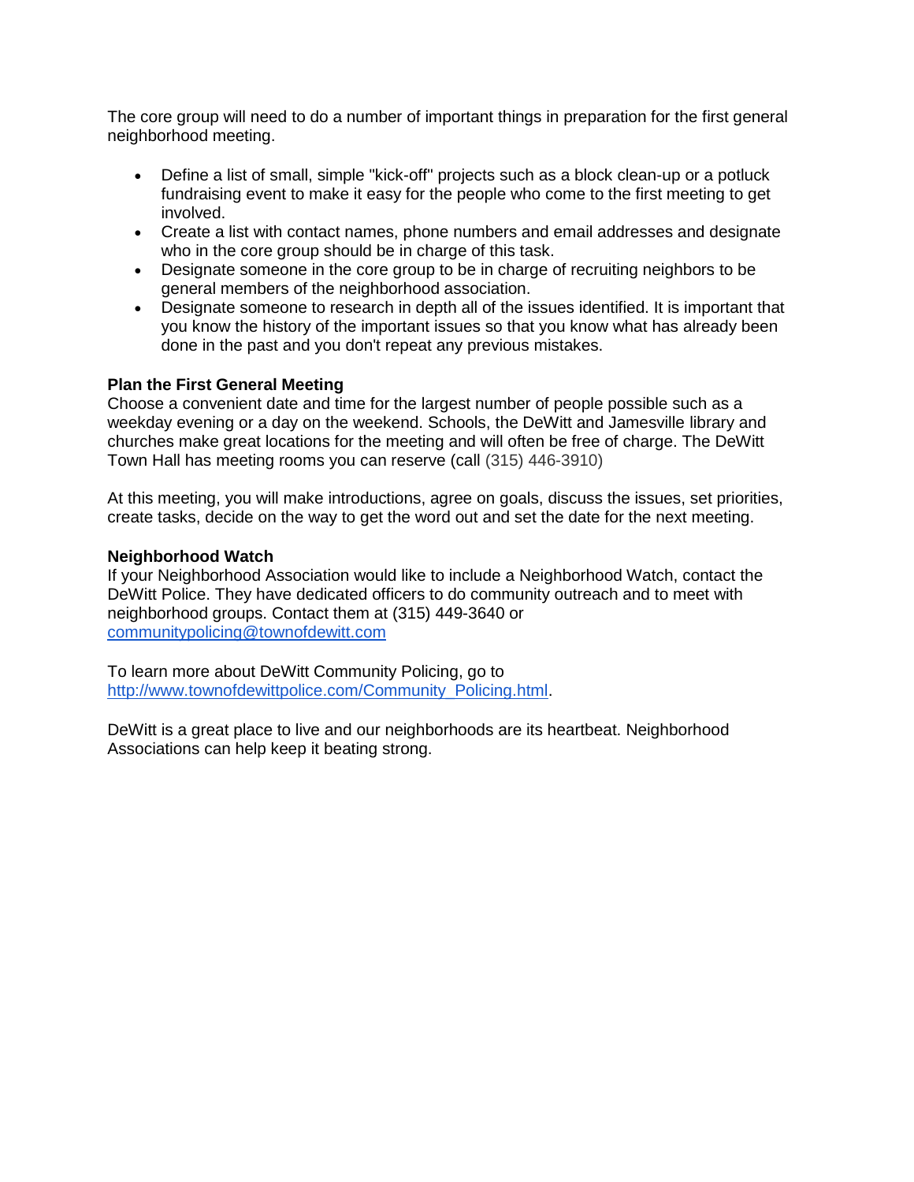The core group will need to do a number of important things in preparation for the first general neighborhood meeting.

- Define a list of small, simple "kick-off" projects such as a block clean-up or a potluck fundraising event to make it easy for the people who come to the first meeting to get involved.
- Create a list with contact names, phone numbers and email addresses and designate who in the core group should be in charge of this task.
- Designate someone in the core group to be in charge of recruiting neighbors to be general members of the neighborhood association.
- Designate someone to research in depth all of the issues identified. It is important that you know the history of the important issues so that you know what has already been done in the past and you don't repeat any previous mistakes.

**Plan the First General Meeting**
Choose a convenient date and time for the largest number of people possible such as a weekday evening or a day on the weekend. Schools, the DeWitt and Jamesville library and churches make great locations for the meeting and will often be free of charge. The DeWitt Town Hall has meeting rooms you can reserve (call (315) 446-3910)

At this meeting, you will make introductions, agree on goals, discuss the issues, set priorities, create tasks, decide on the way to get the word out and set the date for the next meeting.

**Neighborhood Watch**
If your Neighborhood Association would like to include a Neighborhood Watch, contact the DeWitt Police. They have dedicated officers to do community outreach and to meet with neighborhood groups. Contact them at (315) 449-3640 or communitypolicing@townofdewitt.com

To learn more about DeWitt Community Policing, go to http://www.townofdewittpolice.com/Community_Policing.html.

DeWitt is a great place to live and our neighborhoods are its heartbeat. Neighborhood Associations can help keep it beating strong.